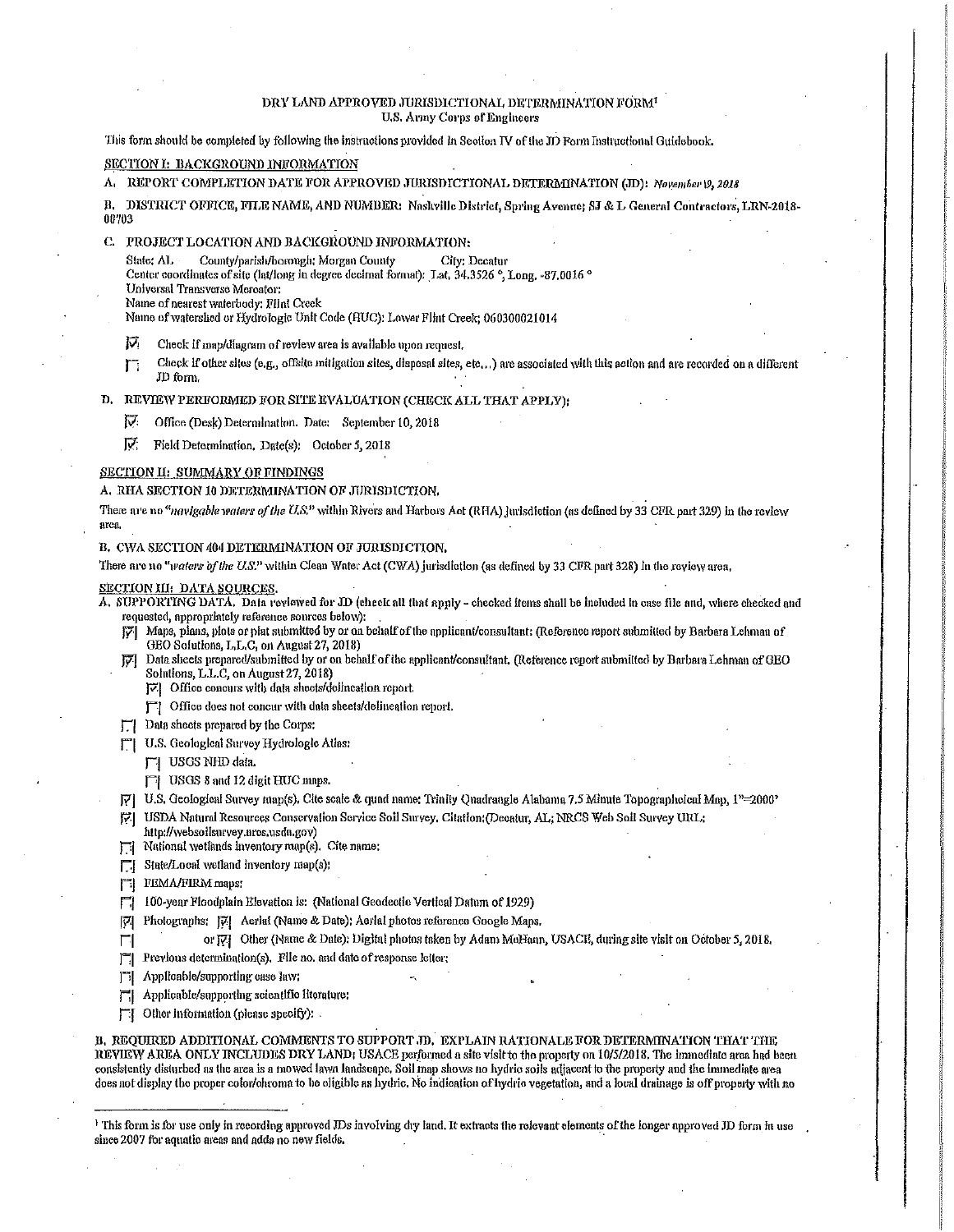# DRY LAND APPROVED JURISDICTIONAL DETERMINATION FORM[1]
U.S. Army Corps of Engineers

This form should be completed by following the instructions provided in Section IV of the JD Form Instructional Guidebook.

## SECTION I: BACKGROUND INFORMATION

**A. REPORT COMPLETION DATE FOR APPROVED JURISDICTIONAL DETERMINATION (JD):** *November 19, 2018*

**B. DISTRICT OFFICE, FILE NAME, AND NUMBER:** Nashville District, Spring Avenue; SJ & L General Contractors, LRN-2018-00703

**C. PROJECT LOCATION AND BACKGROUND INFORMATION:**

State: AL County/parish/borough: Morgan County City: Decatur
Center coordinates of site (lat/long in degree decimal format): Lat. 34.3526 °, Long. -87.0016 °
Universal Transverse Mercator:
Name of nearest waterbody: Flint Creek
Name of watershed or Hydrologic Unit Code (HUC): Lower Flint Creek; 060300021014

- [x] Check if map/diagram of review area is available upon request.
- [ ] Check if other sites (e.g., offsite mitigation sites, disposal sites, etc...) are associated with this action and are recorded on a different JD form.

**D. REVIEW PERFORMED FOR SITE EVALUATION (CHECK ALL THAT APPLY):**

- [x] Office (Desk) Determination. Date: September 10, 2018
- [x] Field Determination. Date(s): October 5, 2018

## SECTION II: SUMMARY OF FINDINGS

**A. RHA SECTION 10 DETERMINATION OF JURISDICTION.**

There are no "*navigable waters of the U.S.*" within Rivers and Harbors Act (RHA) jurisdiction (as defined by 33 CFR part 329) in the review area.

**B. CWA SECTION 404 DETERMINATION OF JURISDICTION.**

There are no "*waters of the U.S.*" within Clean Water Act (CWA) jurisdiction (as defined by 33 CFR part 328) in the review area.

## SECTION III: DATA SOURCES.

**A. SUPPORTING DATA.** Data reviewed for JD (check all that apply - checked items shall be included in case file and, where checked and requested, appropriately reference sources below):

- [x] Maps, plans, plots or plat submitted by or on behalf of the applicant/consultant: (Reference report submitted by Barbara Lehman of GEO Solutions, L.L.C, on August 27, 2018)
- [x] Data sheets prepared/submitted by or on behalf of the applicant/consultant. (Reference report submitted by Barbara Lehman of GEO Solutions, L.L.C, on August 27, 2018)
  - [x] Office concurs with data sheets/delineation report.
  - [ ] Office does not concur with data sheets/delineation report.
- [ ] Data sheets prepared by the Corps:
- [ ] U.S. Geological Survey Hydrologic Atlas:
  - [ ] USGS NHD data.
  - [ ] USGS 8 and 12 digit HUC maps.
- [x] U.S. Geological Survey map(s). Cite scale & quad name: Trinity Quadrangle Alabama 7.5 Minute Topographical Map, 1"=2000'
- [x] USDA Natural Resources Conservation Service Soil Survey. Citation:(Decatur, AL; NRCS Web Soil Survey URL: http://websoilsurvey.nrcs.usda.gov)
- [ ] National wetlands inventory map(s). Cite name:
- [ ] State/Local wetland inventory map(s):
- [ ] FEMA/FIRM maps:
- [ ] 100-year Floodplain Elevation is: (National Geodectic Vertical Datum of 1929)
- [x] Photographs: [x] Aerial (Name & Date); Aerial photos reference Google Maps.
- [ ] or [x] Other (Name & Date): Digital photos taken by Adam McHann, USACE, during site visit on October 5, 2018.
- [ ] Previous determination(s). File no. and date of response letter:
- [ ] Applicable/supporting case law:
- [ ] Applicable/supporting scientific literature:
- [ ] Other information (please specify):

**B. REQUIRED ADDITIONAL COMMENTS TO SUPPORT JD. EXPLAIN RATIONALE FOR DETERMINATION THAT THE REVIEW AREA ONLY INCLUDES DRY LAND:** USACE performed a site visit to the property on 10/5/2018. The immediate area had been consistently disturbed as the area is a mowed lawn landscape. Soil map shows no hydric soils adjacent to the property and the immediate area does not display the proper color/chroma to be eligible as hydric. No indication of hydric vegetation, and a local drainage is off property with no

---

[1] This form is for use only in recording approved JDs involving dry land. It extracts the relevant elements of the longer approved JD form in use since 2007 for aquatic areas and adds no new fields.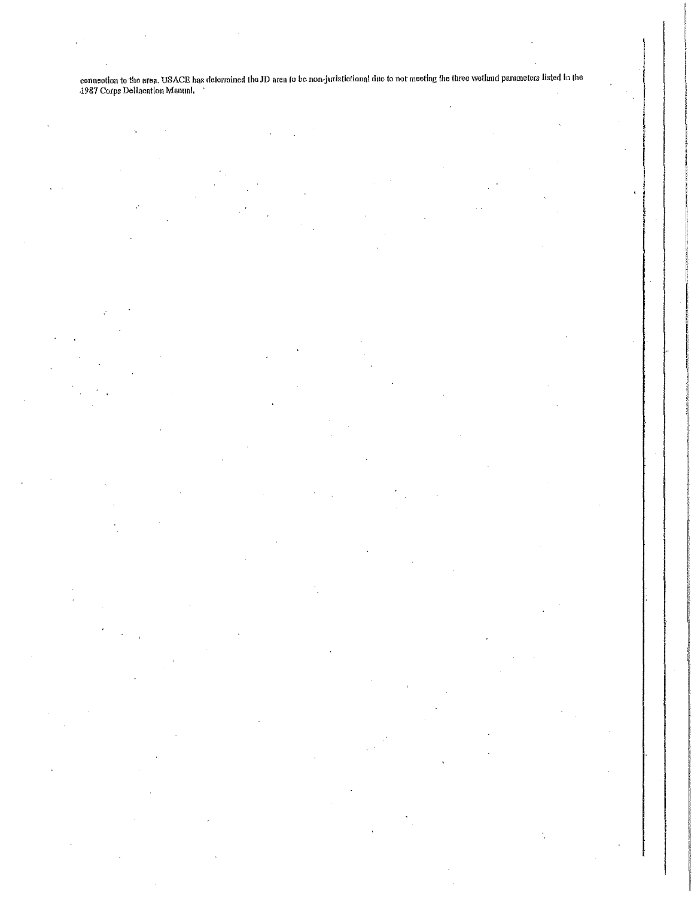connection to the area. USACE has determined the JD area to be non-jurisdictional due to not meeting the three wetland parameters listed in the 1987 Corps Delineation Manual.